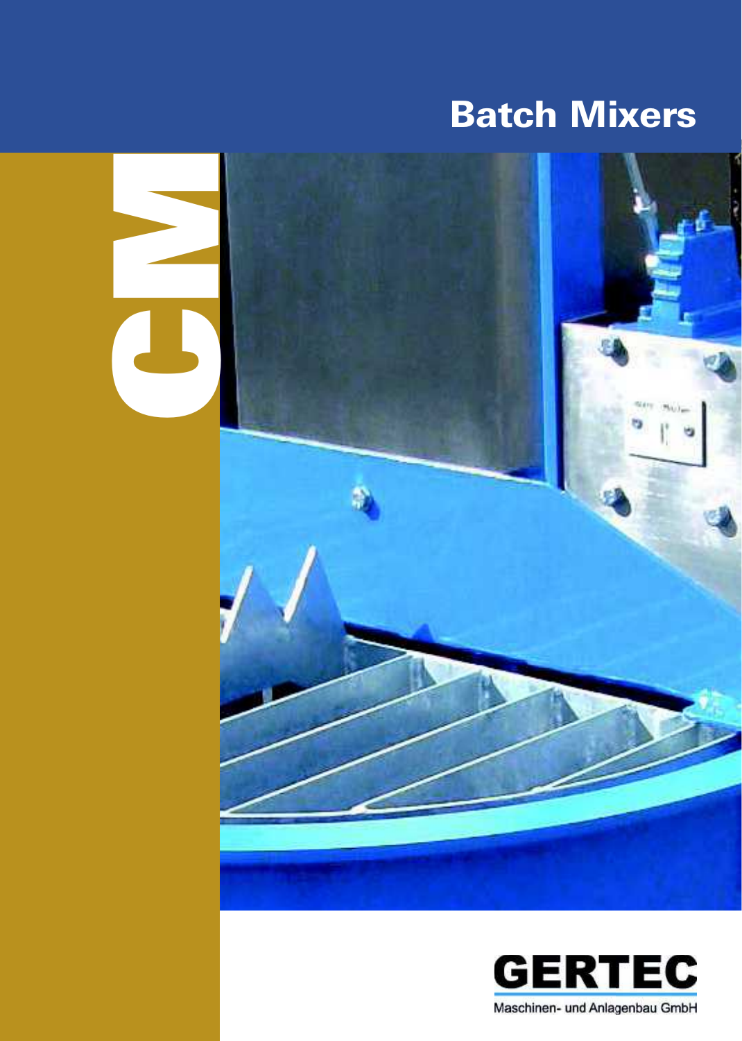# Batch Mixers

CM

GERTEC

Maschinen- und Anlagenbau GmbH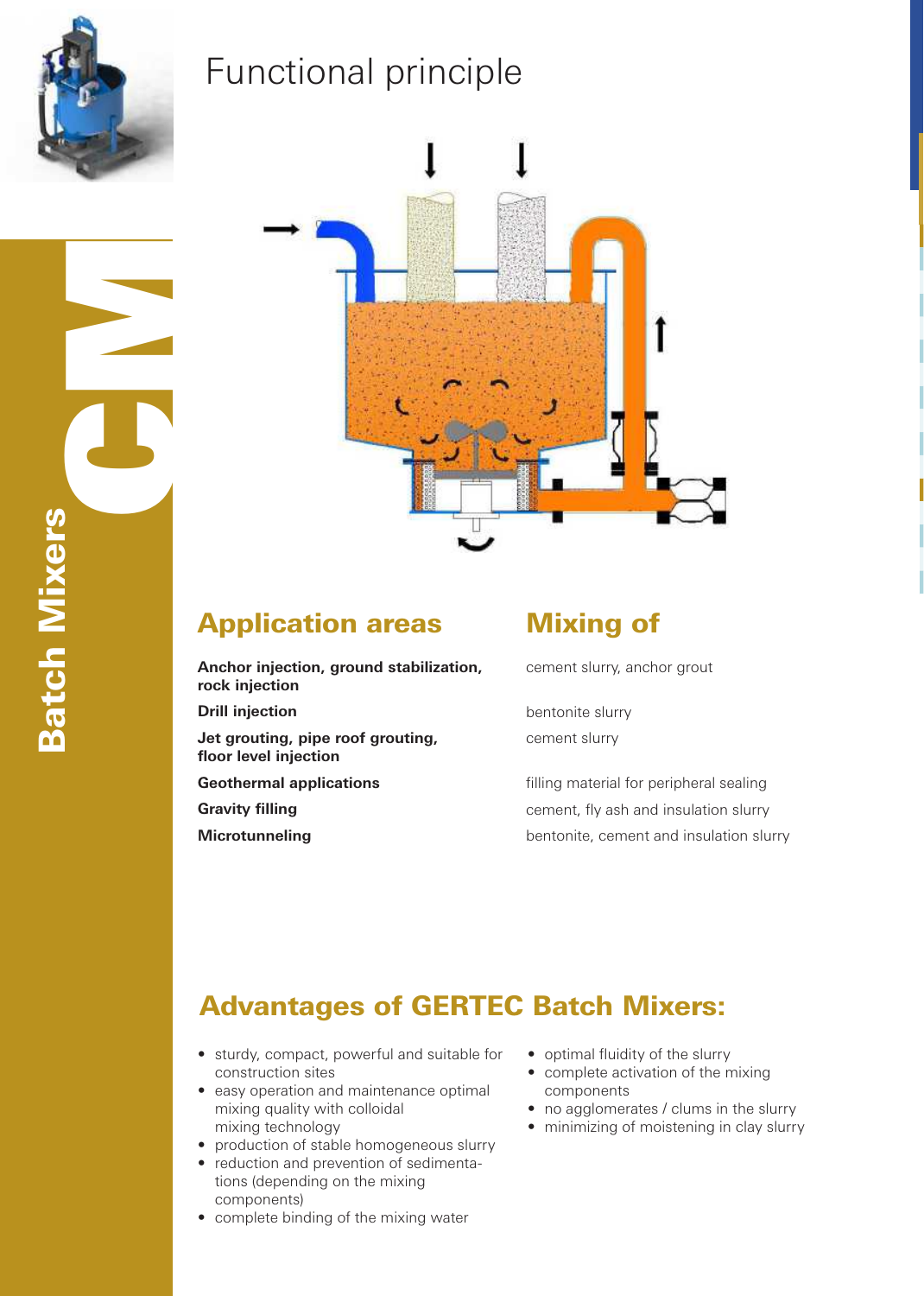# Functional principle

## Application areas

## Mixing of

| Application areas | Mixing of |
|---|---|
| **Anchor injection, ground stabilization, rock injection** | cement slurry, anchor grout |
| **Drill injection** | bentonite slurry |
| **Jet grouting, pipe roof grouting, floor level injection** | cement slurry |
| **Geothermal applications** | filling material for peripheral sealing |
| **Gravity filling** | cement, fly ash and insulation slurry |
| **Microtunneling** | bentonite, cement and insulation slurry |

## Advantages of GERTEC Batch Mixers:

- sturdy, compact, powerful and suitable for construction sites
- easy operation and maintenance optimal mixing quality with colloidal mixing technology
- production of stable homogeneous slurry
- reduction and prevention of sedimentations (depending on the mixing components)
- complete binding of the mixing water
- optimal fluidity of the slurry
- complete activation of the mixing components
- no agglomerates / clums in the slurry
- minimizing of moistening in clay slurry

Batch Mixers CM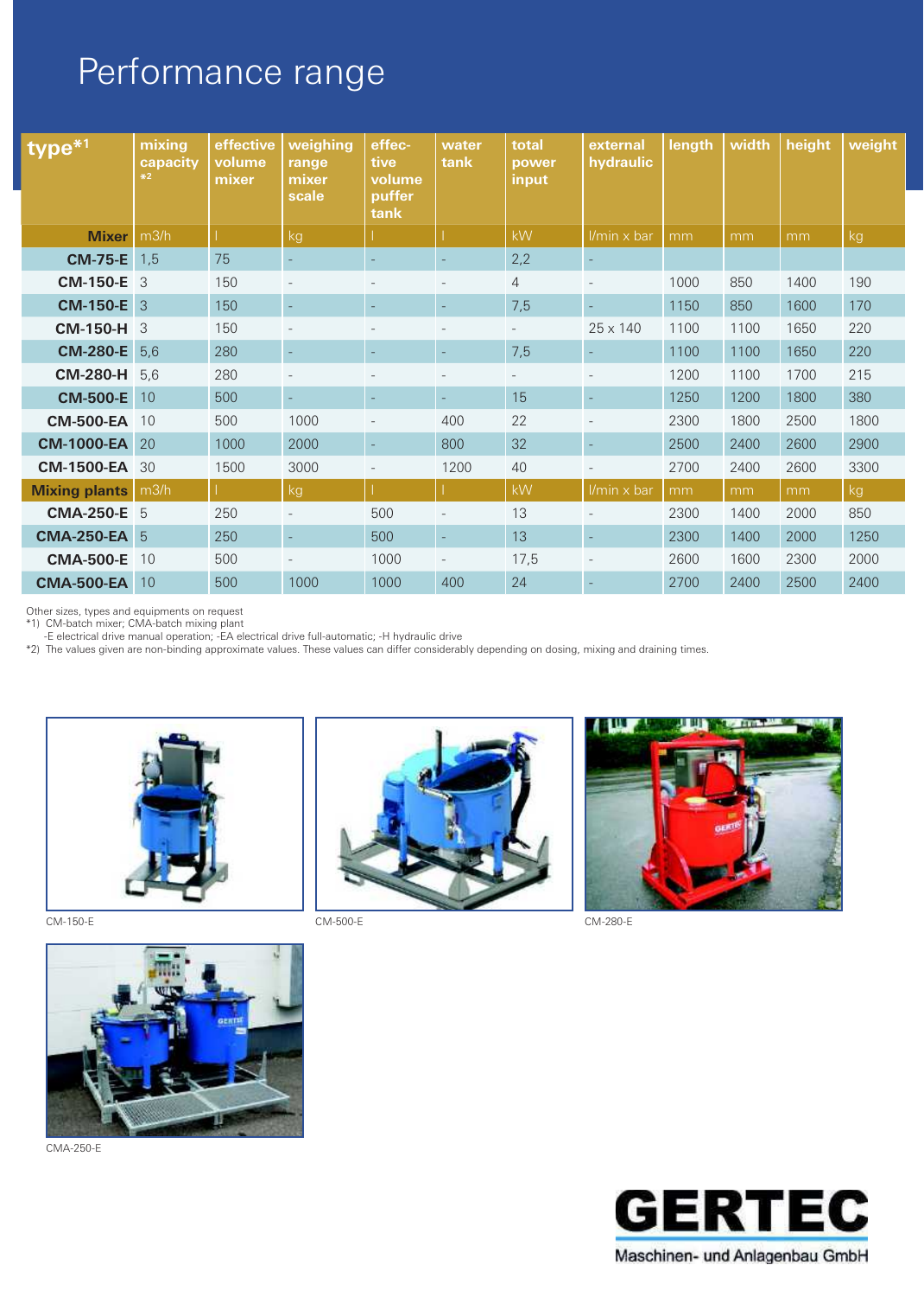# Performance range

| type*1 | mixing capacity *2 | effective volume mixer | weighing range mixer scale | effective volume puffer tank | water tank | total power input | external hydraulic | length | width | height | weight |
|---|---|---|---|---|---|---|---|---|---|---|---|
| **Mixer** | m3/h | l | kg | l | l | kW | l/min x bar | mm | mm | mm | kg |
| **CM-75-E** | 1,5 | 75 | - | - | - | 2,2 | - | | | | |
| **CM-150-E** | 3 | 150 | - | - | - | 4 | - | 1000 | 850 | 1400 | 190 |
| **CM-150-E** | 3 | 150 | - | - | - | 7,5 | - | 1150 | 850 | 1600 | 170 |
| **CM-150-H** | 3 | 150 | - | - | - | - | 25 x 140 | 1100 | 1100 | 1650 | 220 |
| **CM-280-E** | 5,6 | 280 | - | - | - | 7,5 | - | 1100 | 1100 | 1650 | 220 |
| **CM-280-H** | 5,6 | 280 | - | - | - | - | - | 1200 | 1100 | 1700 | 215 |
| **CM-500-E** | 10 | 500 | - | - | - | 15 | - | 1250 | 1200 | 1800 | 380 |
| **CM-500-EA** | 10 | 500 | 1000 | - | 400 | 22 | - | 2300 | 1800 | 2500 | 1800 |
| **CM-1000-EA** | 20 | 1000 | 2000 | - | 800 | 32 | - | 2500 | 2400 | 2600 | 2900 |
| **CM-1500-EA** | 30 | 1500 | 3000 | - | 1200 | 40 | - | 2700 | 2400 | 2600 | 3300 |
| **Mixing plants** | m3/h | l | kg | l | l | kW | l/min x bar | mm | mm | mm | kg |
| **CMA-250-E** | 5 | 250 | - | 500 | - | 13 | - | 2300 | 1400 | 2000 | 850 |
| **CMA-250-EA** | 5 | 250 | - | 500 | - | 13 | - | 2300 | 1400 | 2000 | 1250 |
| **CMA-500-E** | 10 | 500 | - | 1000 | - | 17,5 | - | 2600 | 1600 | 2300 | 2000 |
| **CMA-500-EA** | 10 | 500 | 1000 | 1000 | 400 | 24 | - | 2700 | 2400 | 2500 | 2400 |

Other sizes, types and equipments on request
*1) CM-batch mixer; CMA-batch mixing plant
-E electrical drive manual operation; -EA electrical drive full-automatic; -H hydraulic drive
*2) The values given are non-binding approximate values. These values can differ considerably depending on dosing, mixing and draining times.

CM-150-E

CM-500-E

CM-280-E

CMA-250-E

GERTEC
Maschinen- und Anlagenbau GmbH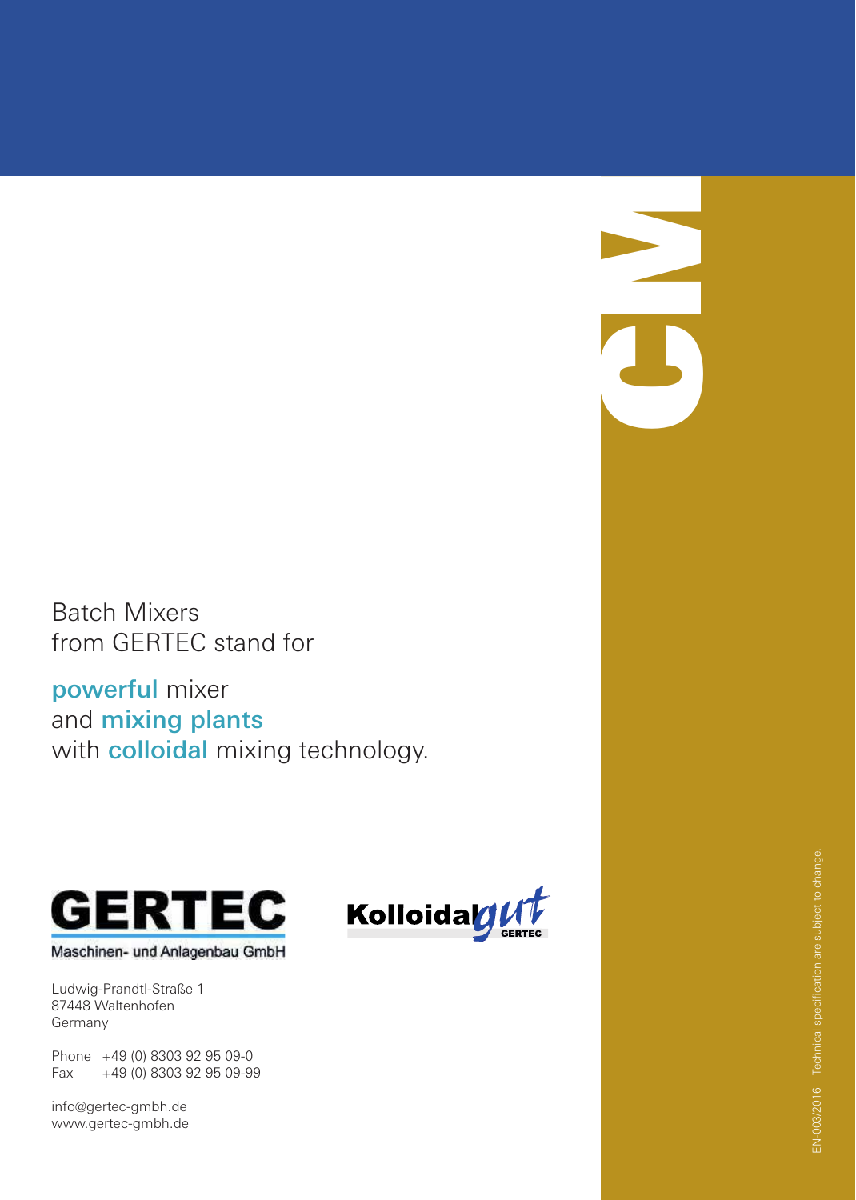CM

Batch Mixers
from GERTEC stand for

**powerful** mixer
and **mixing plants**
with **colloidal** mixing technology.

GERTEC

Maschinen- und Anlagenbau GmbH

Kolloidalgut GERTEC

Ludwig-Prandtl-Straße 1
87448 Waltenhofen
Germany

Phone +49 (0) 8303 92 95 09-0
Fax +49 (0) 8303 92 95 09-99

info@gertec-gmbh.de
www.gertec-gmbh.de

EN-003/2016 Technical specification are subject to change.